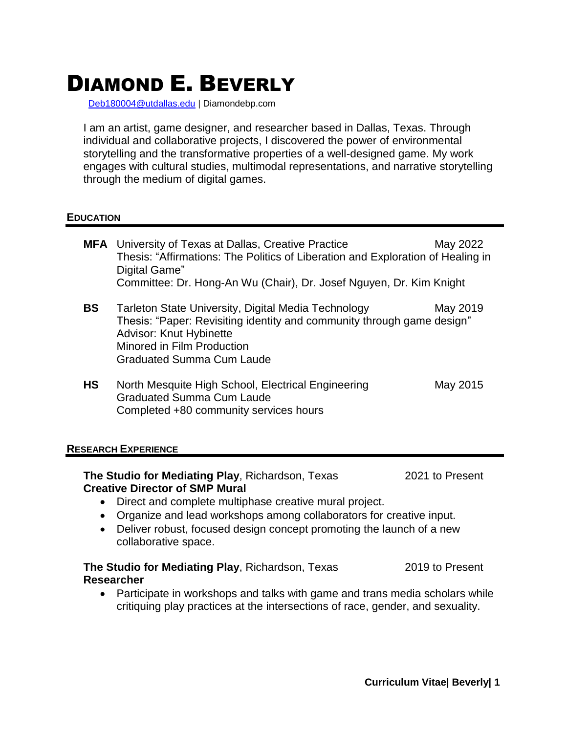# DIAMOND E. BEVERLY

Deb180004@utdallas.edu | Diamondebp.com

I am an artist, game designer, and researcher based in Dallas, Texas. Through individual and collaborative projects, I discovered the power of environmental storytelling and the transformative properties of a well-designed game. My work engages with cultural studies, multimodal representations, and narrative storytelling through the medium of digital games.

## EDUCATION

**MFA** University of Texas at Dallas, Creative Practice — May 2022
Thesis: "Affirmations: The Politics of Liberation and Exploration of Healing in Digital Game"
Committee: Dr. Hong-An Wu (Chair), Dr. Josef Nguyen, Dr. Kim Knight

**BS** Tarleton State University, Digital Media Technology — May 2019
Thesis: "Paper: Revisiting identity and community through game design"
Advisor: Knut Hybinette
Minored in Film Production
Graduated Summa Cum Laude

**HS** North Mesquite High School, Electrical Engineering — May 2015
Graduated Summa Cum Laude
Completed +80 community services hours

## RESEARCH EXPERIENCE

**The Studio for Mediating Play**, Richardson, Texas — 2021 to Present
**Creative Director of SMP Mural**

- Direct and complete multiphase creative mural project.
- Organize and lead workshops among collaborators for creative input.
- Deliver robust, focused design concept promoting the launch of a new collaborative space.

**The Studio for Mediating Play**, Richardson, Texas — 2019 to Present
**Researcher**

- Participate in workshops and talks with game and trans media scholars while critiquing play practices at the intersections of race, gender, and sexuality.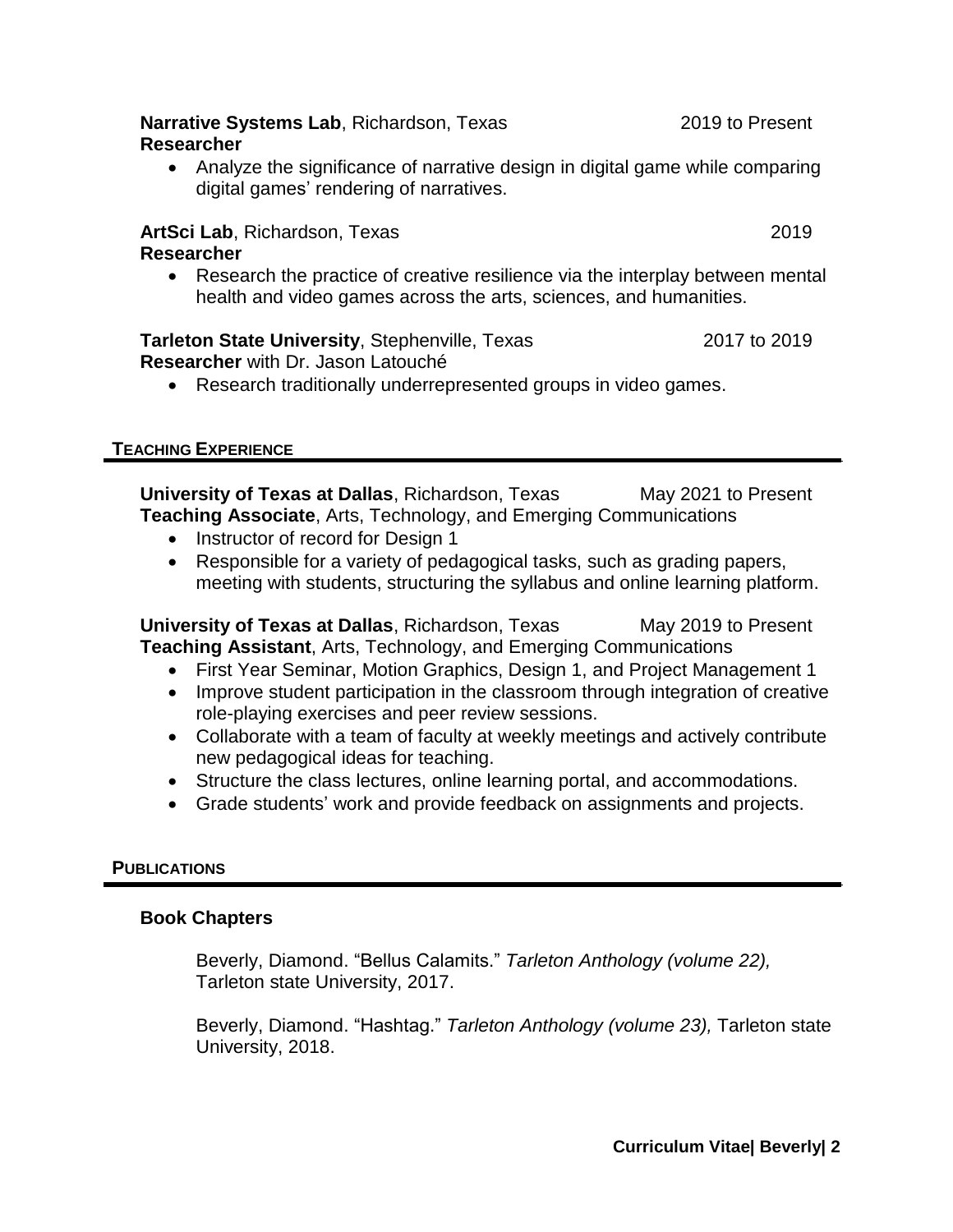**Narrative Systems Lab**, Richardson, Texas 2019 to Present
**Researcher**

- Analyze the significance of narrative design in digital game while comparing digital games' rendering of narratives.

**ArtSci Lab**, Richardson, Texas 2019
**Researcher**

- Research the practice of creative resilience via the interplay between mental health and video games across the arts, sciences, and humanities.

**Tarleton State University**, Stephenville, Texas 2017 to 2019
**Researcher** with Dr. Jason Latouché

- Research traditionally underrepresented groups in video games.

## TEACHING EXPERIENCE

**University of Texas at Dallas**, Richardson, Texas May 2021 to Present
**Teaching Associate**, Arts, Technology, and Emerging Communications

- Instructor of record for Design 1
- Responsible for a variety of pedagogical tasks, such as grading papers, meeting with students, structuring the syllabus and online learning platform.

**University of Texas at Dallas**, Richardson, Texas May 2019 to Present
**Teaching Assistant**, Arts, Technology, and Emerging Communications

- First Year Seminar, Motion Graphics, Design 1, and Project Management 1
- Improve student participation in the classroom through integration of creative role-playing exercises and peer review sessions.
- Collaborate with a team of faculty at weekly meetings and actively contribute new pedagogical ideas for teaching.
- Structure the class lectures, online learning portal, and accommodations.
- Grade students' work and provide feedback on assignments and projects.

## PUBLICATIONS

### Book Chapters

Beverly, Diamond. "Bellus Calamits." *Tarleton Anthology (volume 22),* Tarleton state University, 2017.

Beverly, Diamond. "Hashtag." *Tarleton Anthology (volume 23),* Tarleton state University, 2018.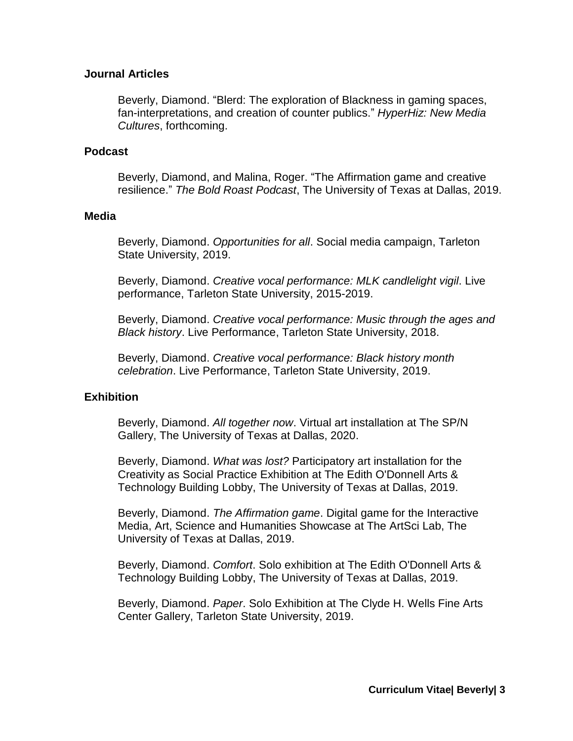### Journal Articles

Beverly, Diamond. "Blerd: The exploration of Blackness in gaming spaces, fan-interpretations, and creation of counter publics." *HyperHiz: New Media Cultures*, forthcoming.

### Podcast

Beverly, Diamond, and Malina, Roger. "The Affirmation game and creative resilience." *The Bold Roast Podcast*, The University of Texas at Dallas, 2019.

### Media

Beverly, Diamond. *Opportunities for all*. Social media campaign, Tarleton State University, 2019.

Beverly, Diamond. *Creative vocal performance: MLK candlelight vigil*. Live performance, Tarleton State University, 2015-2019.

Beverly, Diamond. *Creative vocal performance: Music through the ages and Black history*. Live Performance, Tarleton State University, 2018.

Beverly, Diamond. *Creative vocal performance: Black history month celebration*. Live Performance, Tarleton State University, 2019.

### Exhibition

Beverly, Diamond. *All together now*. Virtual art installation at The SP/N Gallery, The University of Texas at Dallas, 2020.

Beverly, Diamond. *What was lost?* Participatory art installation for the Creativity as Social Practice Exhibition at The Edith O'Donnell Arts & Technology Building Lobby, The University of Texas at Dallas, 2019.

Beverly, Diamond. *The Affirmation game*. Digital game for the Interactive Media, Art, Science and Humanities Showcase at The ArtSci Lab, The University of Texas at Dallas, 2019.

Beverly, Diamond. *Comfort*. Solo exhibition at The Edith O'Donnell Arts & Technology Building Lobby, The University of Texas at Dallas, 2019.

Beverly, Diamond. *Paper*. Solo Exhibition at The Clyde H. Wells Fine Arts Center Gallery, Tarleton State University, 2019.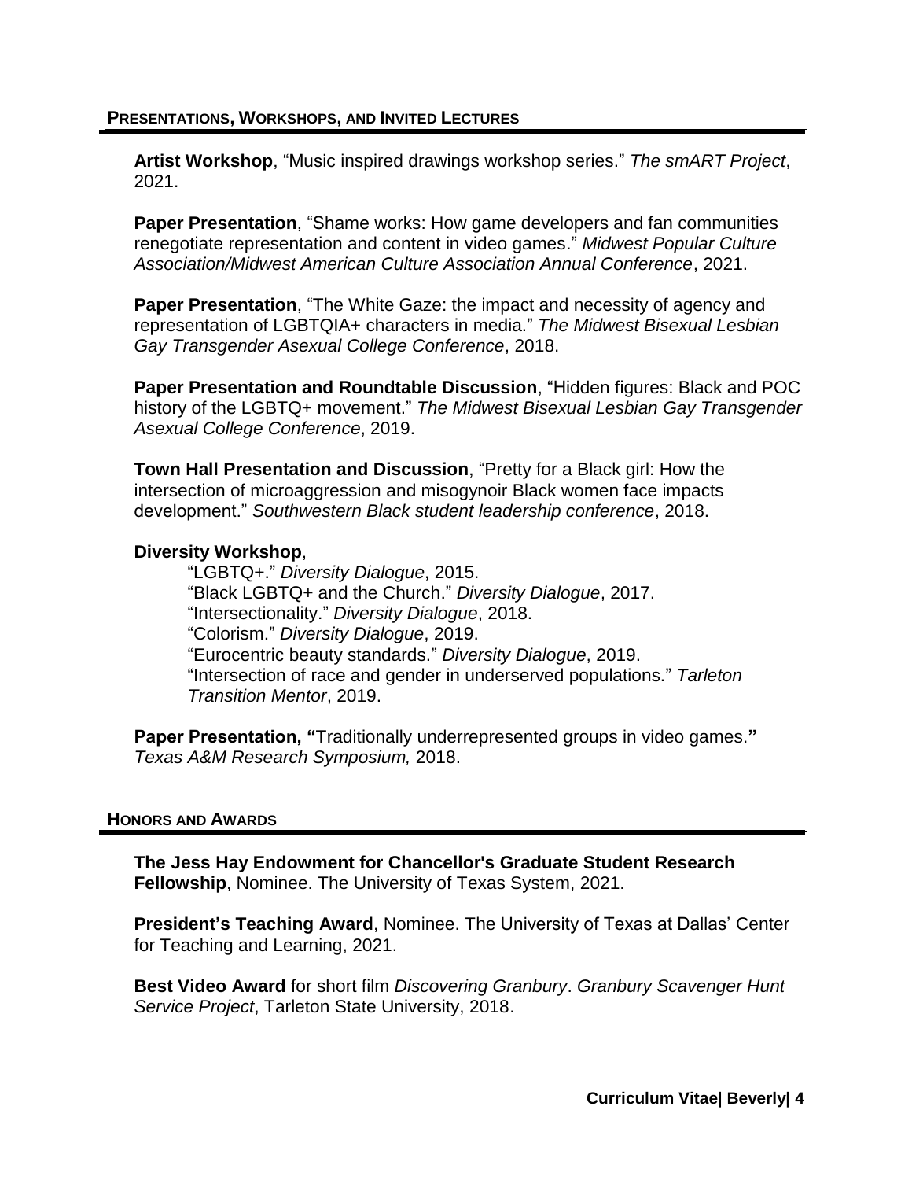## PRESENTATIONS, WORKSHOPS, AND INVITED LECTURES

**Artist Workshop**, "Music inspired drawings workshop series." *The smART Project*, 2021.

**Paper Presentation**, "Shame works: How game developers and fan communities renegotiate representation and content in video games." *Midwest Popular Culture Association/Midwest American Culture Association Annual Conference*, 2021.

**Paper Presentation**, "The White Gaze: the impact and necessity of agency and representation of LGBTQIA+ characters in media." *The Midwest Bisexual Lesbian Gay Transgender Asexual College Conference*, 2018.

**Paper Presentation and Roundtable Discussion**, "Hidden figures: Black and POC history of the LGBTQ+ movement." *The Midwest Bisexual Lesbian Gay Transgender Asexual College Conference*, 2019.

**Town Hall Presentation and Discussion**, "Pretty for a Black girl: How the intersection of microaggression and misogynoir Black women face impacts development." *Southwestern Black student leadership conference*, 2018.

**Diversity Workshop**,

- "LGBTQ+." *Diversity Dialogue*, 2015.
- "Black LGBTQ+ and the Church." *Diversity Dialogue*, 2017.
- "Intersectionality." *Diversity Dialogue*, 2018.
- "Colorism." *Diversity Dialogue*, 2019.
- "Eurocentric beauty standards." *Diversity Dialogue*, 2019.
- "Intersection of race and gender in underserved populations." *Tarleton Transition Mentor*, 2019.

**Paper Presentation, "**Traditionally underrepresented groups in video games.**"** *Texas A&M Research Symposium,* 2018.

## HONORS AND AWARDS

**The Jess Hay Endowment for Chancellor's Graduate Student Research Fellowship**, Nominee. The University of Texas System, 2021.

**President's Teaching Award**, Nominee. The University of Texas at Dallas' Center for Teaching and Learning, 2021.

**Best Video Award** for short film *Discovering Granbury*. *Granbury Scavenger Hunt Service Project*, Tarleton State University, 2018.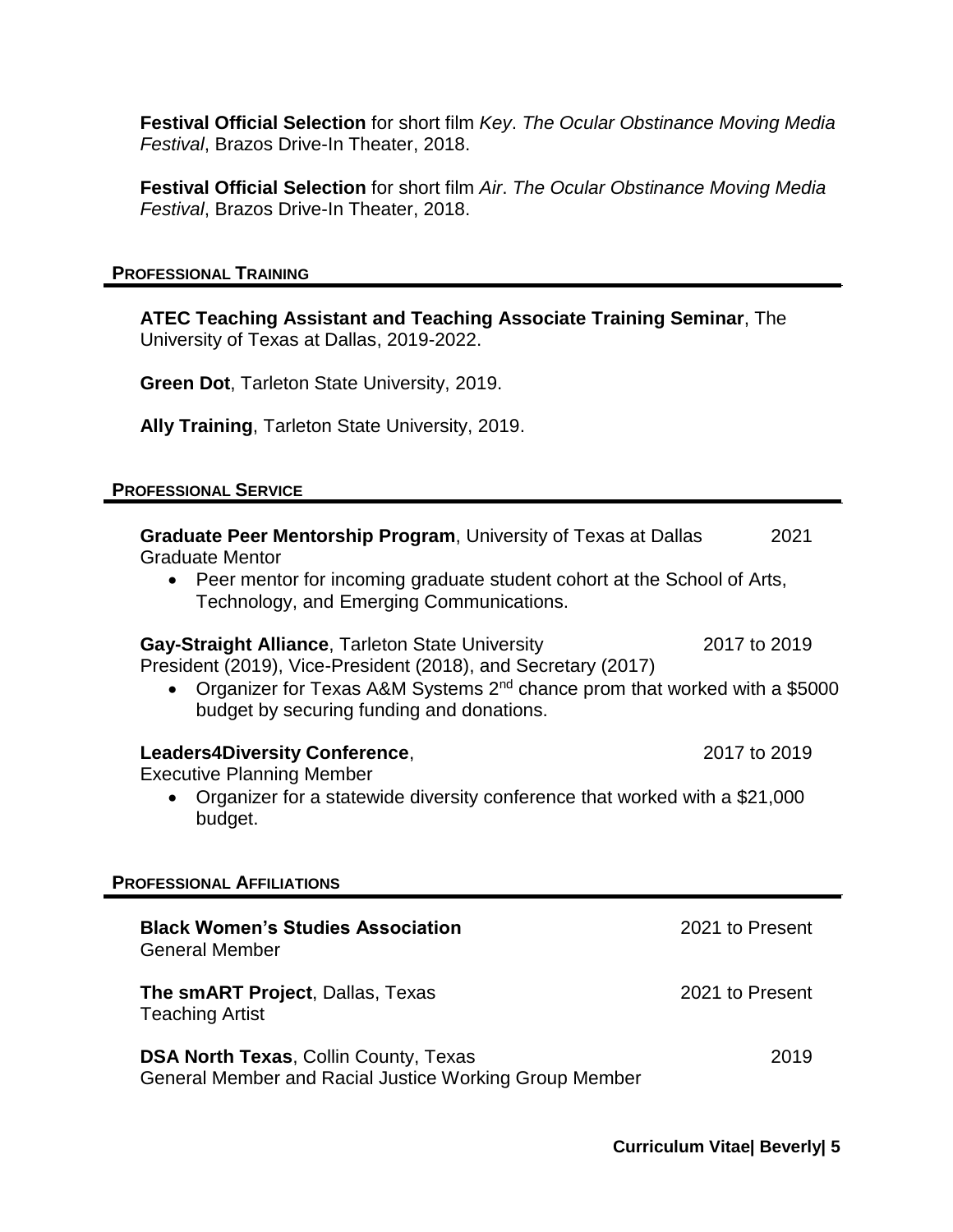**Festival Official Selection** for short film *Key*. *The Ocular Obstinance Moving Media Festival*, Brazos Drive-In Theater, 2018.

**Festival Official Selection** for short film *Air*. *The Ocular Obstinance Moving Media Festival*, Brazos Drive-In Theater, 2018.

## PROFESSIONAL TRAINING

**ATEC Teaching Assistant and Teaching Associate Training Seminar**, The University of Texas at Dallas, 2019-2022.

**Green Dot**, Tarleton State University, 2019.

**Ally Training**, Tarleton State University, 2019.

## PROFESSIONAL SERVICE

**Graduate Peer Mentorship Program**, University of Texas at Dallas — 2021
Graduate Mentor

- Peer mentor for incoming graduate student cohort at the School of Arts, Technology, and Emerging Communications.

**Gay-Straight Alliance**, Tarleton State University — 2017 to 2019
President (2019), Vice-President (2018), and Secretary (2017)

- Organizer for Texas A&M Systems 2nd chance prom that worked with a $5000 budget by securing funding and donations.

**Leaders4Diversity Conference**, — 2017 to 2019
Executive Planning Member

- Organizer for a statewide diversity conference that worked with a $21,000 budget.

## PROFESSIONAL AFFILIATIONS

**Black Women's Studies Association** — 2021 to Present
General Member

**The smART Project**, Dallas, Texas — 2021 to Present
Teaching Artist

**DSA North Texas**, Collin County, Texas — 2019
General Member and Racial Justice Working Group Member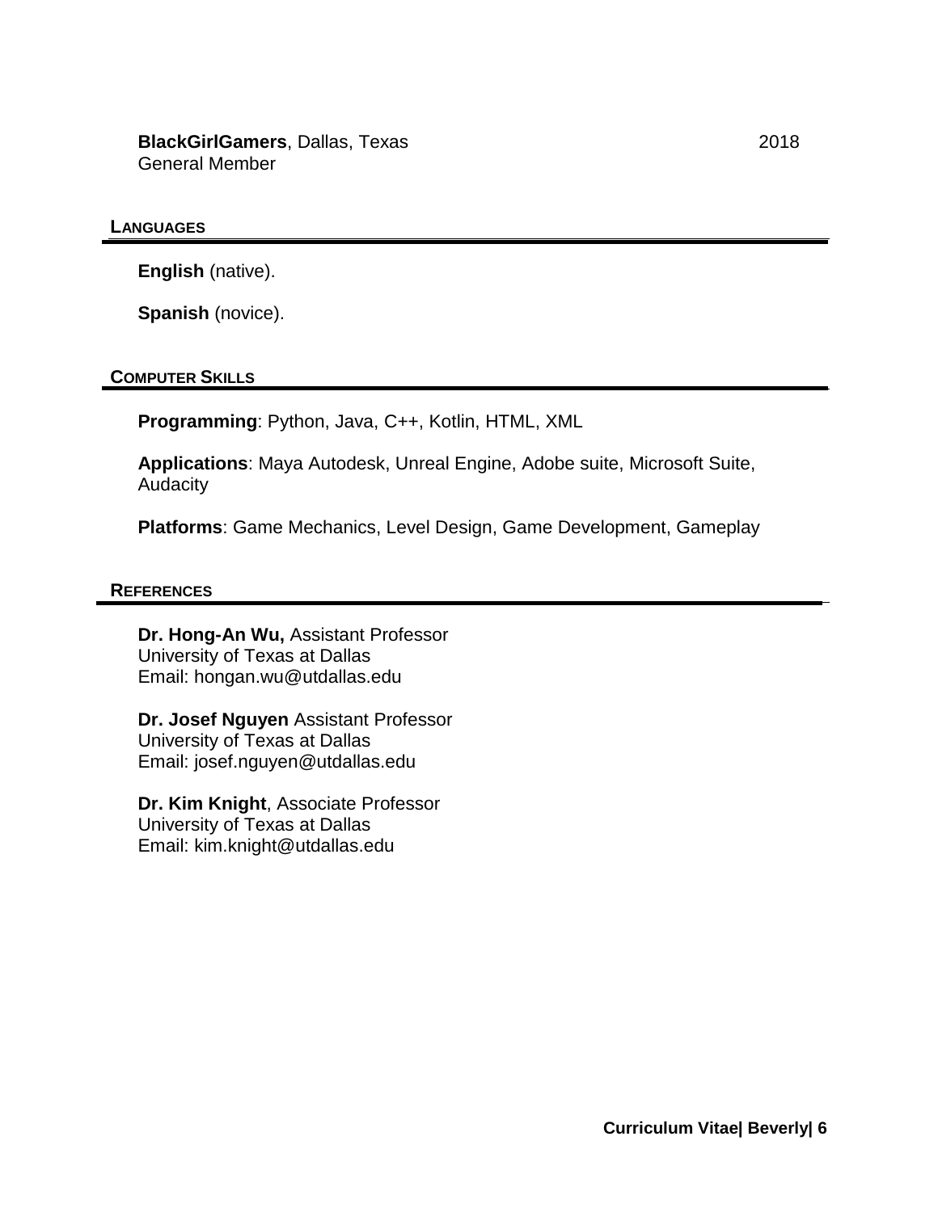**BlackGirlGamers**, Dallas, Texas 2018
General Member

## LANGUAGES

**English** (native).

**Spanish** (novice).

## COMPUTER SKILLS

**Programming**: Python, Java, C++, Kotlin, HTML, XML

**Applications**: Maya Autodesk, Unreal Engine, Adobe suite, Microsoft Suite, Audacity

**Platforms**: Game Mechanics, Level Design, Game Development, Gameplay

## REFERENCES

**Dr. Hong-An Wu,** Assistant Professor
University of Texas at Dallas
Email: hongan.wu@utdallas.edu

**Dr. Josef Nguyen** Assistant Professor
University of Texas at Dallas
Email: josef.nguyen@utdallas.edu

**Dr. Kim Knight**, Associate Professor
University of Texas at Dallas
Email: kim.knight@utdallas.edu